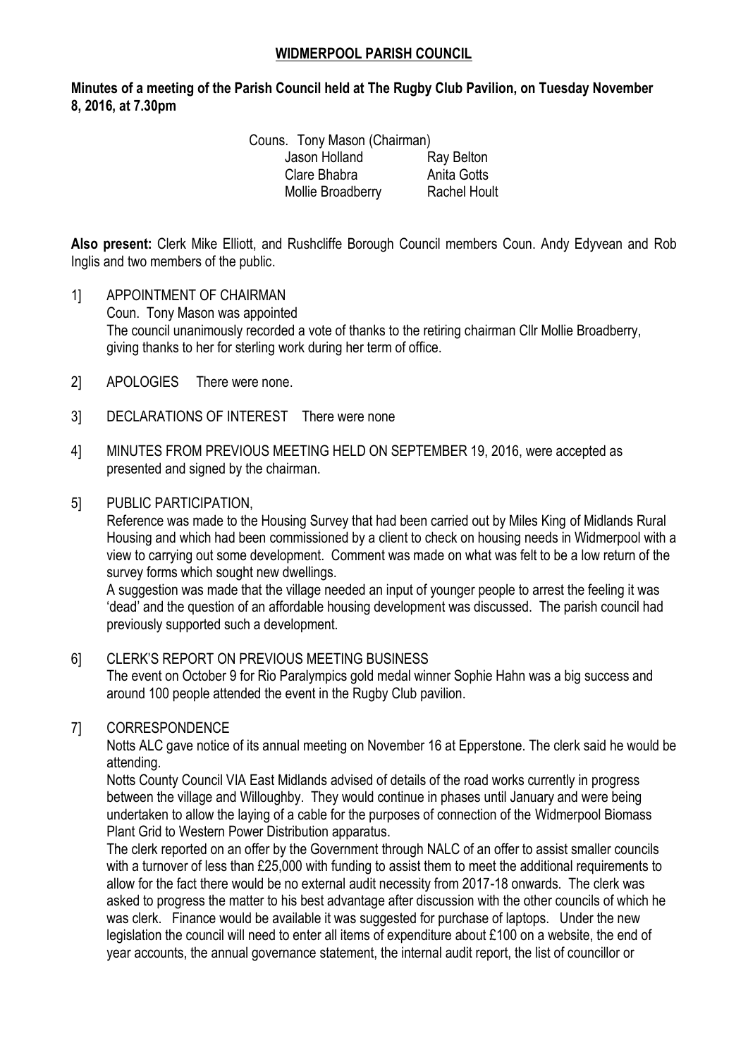# WIDMERPOOL PARISH COUNCIL

**Minutes of a meeting of the Parish Council held at The Rugby Club Pavilion, on Tuesday November 8, 2016, at 7.30pm**

Couns. Tony Mason (Chairman)

| | |
|---|---|
| Jason Holland | Ray Belton |
| Clare Bhabra | Anita Gotts |
| Mollie Broadberry | Rachel Hoult |

**Also present:** Clerk Mike Elliott, and Rushcliffe Borough Council members Coun. Andy Edyvean and Rob Inglis and two members of the public.

1] APPOINTMENT OF CHAIRMAN
Coun. Tony Mason was appointed
The council unanimously recorded a vote of thanks to the retiring chairman Cllr Mollie Broadberry, giving thanks to her for sterling work during her term of office.

2] APOLOGIES There were none.

3] DECLARATIONS OF INTEREST There were none

4] MINUTES FROM PREVIOUS MEETING HELD ON SEPTEMBER 19, 2016, were accepted as presented and signed by the chairman.

5] PUBLIC PARTICIPATION,
Reference was made to the Housing Survey that had been carried out by Miles King of Midlands Rural Housing and which had been commissioned by a client to check on housing needs in Widmerpool with a view to carrying out some development. Comment was made on what was felt to be a low return of the survey forms which sought new dwellings.
A suggestion was made that the village needed an input of younger people to arrest the feeling it was 'dead' and the question of an affordable housing development was discussed. The parish council had previously supported such a development.

6] CLERK'S REPORT ON PREVIOUS MEETING BUSINESS
The event on October 9 for Rio Paralympics gold medal winner Sophie Hahn was a big success and around 100 people attended the event in the Rugby Club pavilion.

7] CORRESPONDENCE
Notts ALC gave notice of its annual meeting on November 16 at Epperstone. The clerk said he would be attending.
Notts County Council VIA East Midlands advised of details of the road works currently in progress between the village and Willoughby. They would continue in phases until January and were being undertaken to allow the laying of a cable for the purposes of connection of the Widmerpool Biomass Plant Grid to Western Power Distribution apparatus.
The clerk reported on an offer by the Government through NALC of an offer to assist smaller councils with a turnover of less than £25,000 with funding to assist them to meet the additional requirements to allow for the fact there would be no external audit necessity from 2017-18 onwards. The clerk was asked to progress the matter to his best advantage after discussion with the other councils of which he was clerk. Finance would be available it was suggested for purchase of laptops. Under the new legislation the council will need to enter all items of expenditure about £100 on a website, the end of year accounts, the annual governance statement, the internal audit report, the list of councillor or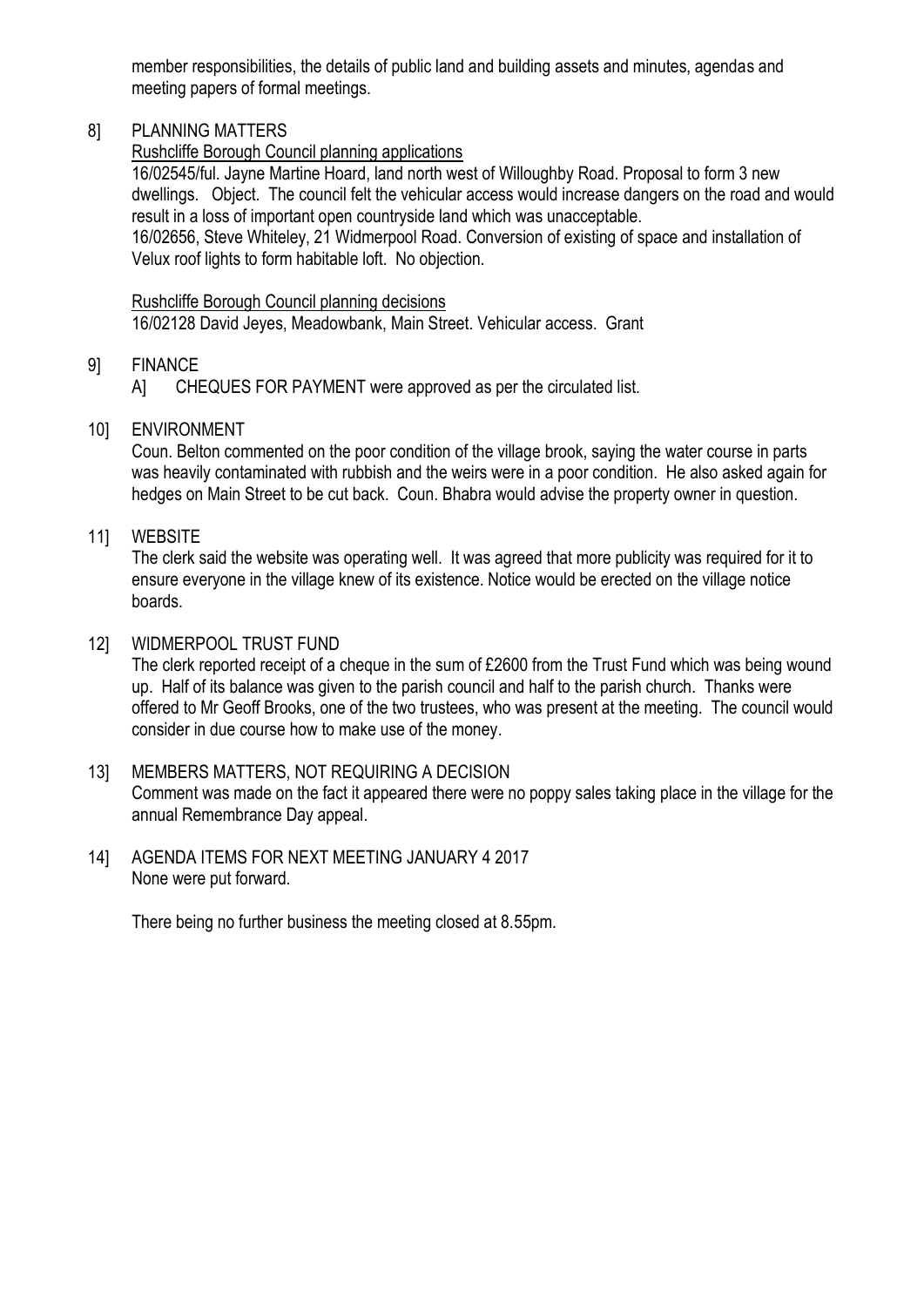member responsibilities, the details of public land and building assets and minutes, agendas and meeting papers of formal meetings.

8] PLANNING MATTERS

Rushcliffe Borough Council planning applications

16/02545/ful. Jayne Martine Hoard, land north west of Willoughby Road. Proposal to form 3 new dwellings. Object. The council felt the vehicular access would increase dangers on the road and would result in a loss of important open countryside land which was unacceptable.

16/02656, Steve Whiteley, 21 Widmerpool Road. Conversion of existing of space and installation of Velux roof lights to form habitable loft. No objection.

Rushcliffe Borough Council planning decisions

16/02128 David Jeyes, Meadowbank, Main Street. Vehicular access. Grant

9] FINANCE

A] CHEQUES FOR PAYMENT were approved as per the circulated list.

10] ENVIRONMENT

Coun. Belton commented on the poor condition of the village brook, saying the water course in parts was heavily contaminated with rubbish and the weirs were in a poor condition. He also asked again for hedges on Main Street to be cut back. Coun. Bhabra would advise the property owner in question.

11] WEBSITE

The clerk said the website was operating well. It was agreed that more publicity was required for it to ensure everyone in the village knew of its existence. Notice would be erected on the village notice boards.

12] WIDMERPOOL TRUST FUND

The clerk reported receipt of a cheque in the sum of £2600 from the Trust Fund which was being wound up. Half of its balance was given to the parish council and half to the parish church. Thanks were offered to Mr Geoff Brooks, one of the two trustees, who was present at the meeting. The council would consider in due course how to make use of the money.

13] MEMBERS MATTERS, NOT REQUIRING A DECISION

Comment was made on the fact it appeared there were no poppy sales taking place in the village for the annual Remembrance Day appeal.

14] AGENDA ITEMS FOR NEXT MEETING JANUARY 4 2017

None were put forward.

There being no further business the meeting closed at 8.55pm.